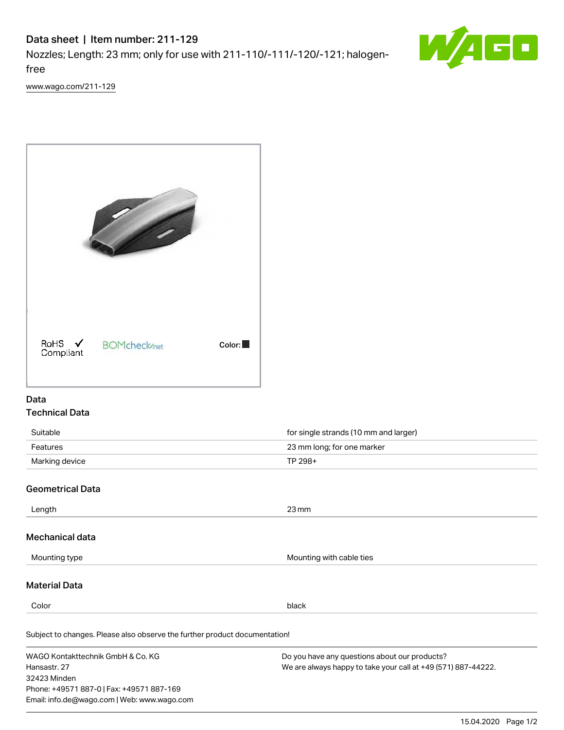# Data sheet | Item number: 211-129

Nozzles; Length: 23 mm; only for use with 211-110/-111/-120/-121; halogen-free

www.wago.com/211-129

RoHS ✓ Compliant

BOMcheck.net

Color: ■

## Data

### Technical Data

| | |
|---|---|
| Suitable | for single strands (10 mm and larger) |
| Features | 23 mm long; for one marker |
| Marking device | TP 298+ |

### Geometrical Data

| | |
|---|---|
| Length | 23 mm |

### Mechanical data

| | |
|---|---|
| Mounting type | Mounting with cable ties |

### Material Data

| | |
|---|---|
| Color | black |

Subject to changes. Please also observe the further product documentation!

WAGO Kontakttechnik GmbH & Co. KG
Hansastr. 27
32423 Minden
Phone: +49571 887-0 | Fax: +49571 887-169
Email: info.de@wago.com | Web: www.wago.com

Do you have any questions about our products?
We are always happy to take your call at +49 (571) 887-44222.

15.04.2020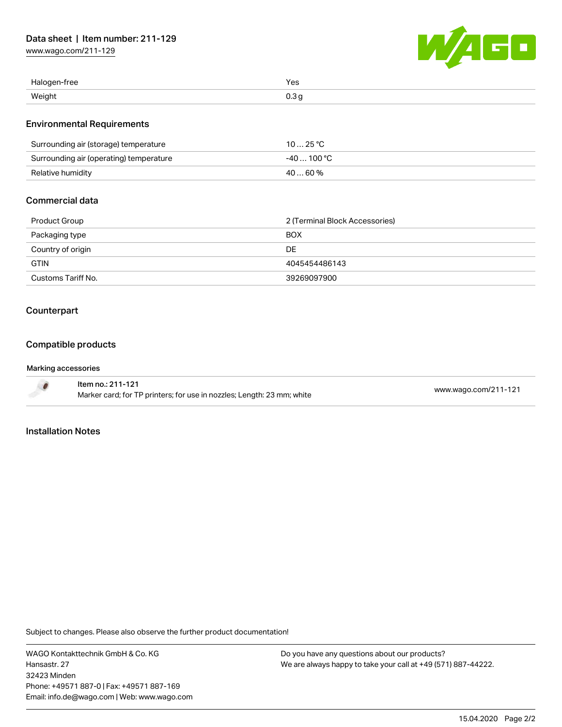| | |
|---|---|
| Halogen-free | Yes |
| Weight | 0.3 g |

## Environmental Requirements

| | |
|---|---|
| Surrounding air (storage) temperature | 10 … 25 °C |
| Surrounding air (operating) temperature | -40 … 100 °C |
| Relative humidity | 40 … 60 % |

## Commercial data

| | |
|---|---|
| Product Group | 2 (Terminal Block Accessories) |
| Packaging type | BOX |
| Country of origin | DE |
| GTIN | 4045454486143 |
| Customs Tariff No. | 39269097900 |

## Counterpart

## Compatible products

### Marking accessories

| | |
|---|---|
| **Item no.: 211-121**<br>Marker card; for TP printers; for use in nozzles; Length: 23 mm; white | www.wago.com/211-121 |

## Installation Notes

Subject to changes. Please also observe the further product documentation!

WAGO Kontakttechnik GmbH & Co. KG
Hansastr. 27
32423 Minden
Phone: +49571 887-0 | Fax: +49571 887-169
Email: info.de@wago.com | Web: www.wago.com

Do you have any questions about our products?
We are always happy to take your call at +49 (571) 887-44222.

15.04.2020